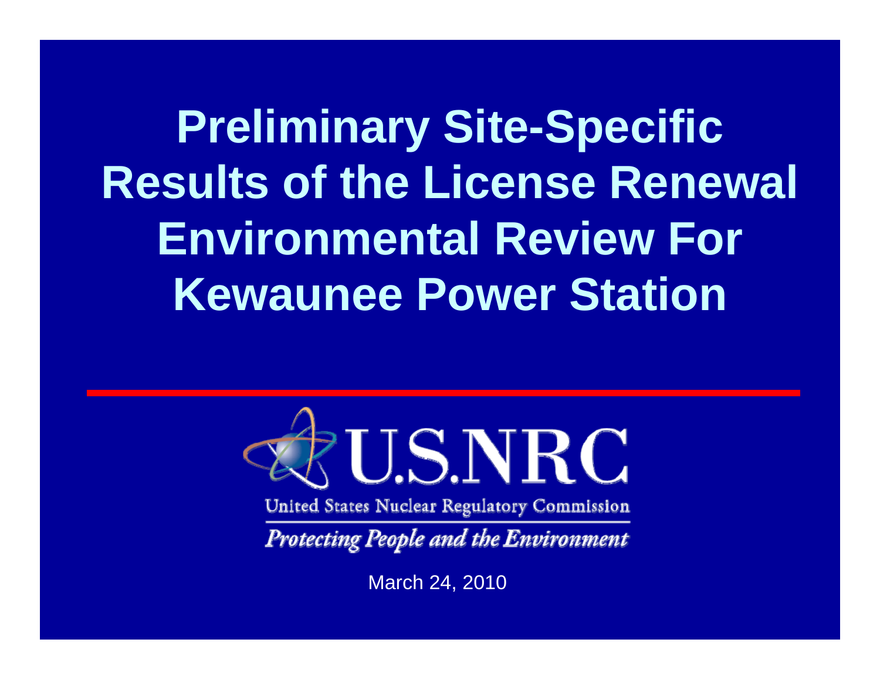# Preliminary Site-Specific Results of the License Renewal Environmental Review For Kewaunee Power Station

U.S.NRC

United States Nuclear Regulatory Commission

*Protecting People and the Environment*

March 24, 2010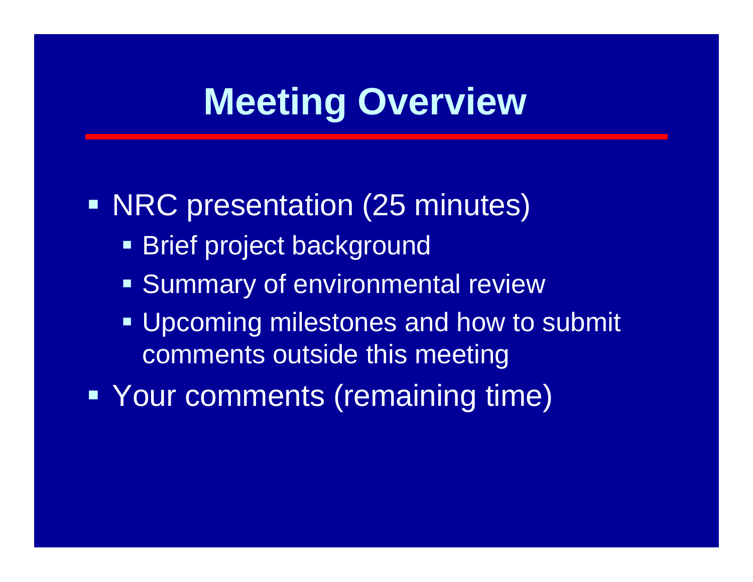# Meeting Overview

- NRC presentation (25 minutes)
  - Brief project background
  - Summary of environmental review
  - Upcoming milestones and how to submit comments outside this meeting
- Your comments (remaining time)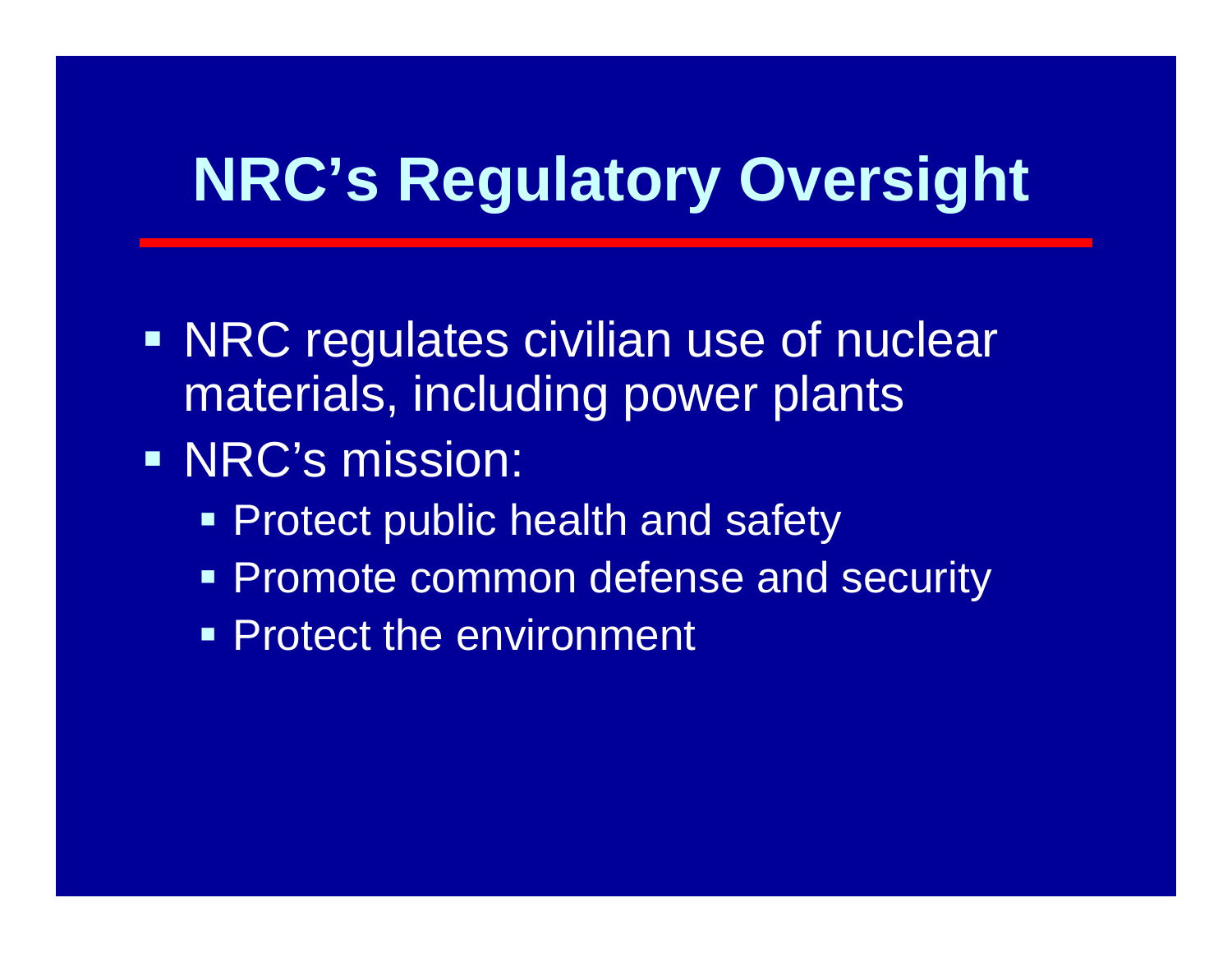# NRC's Regulatory Oversight

- NRC regulates civilian use of nuclear materials, including power plants
- NRC's mission:
  - Protect public health and safety
  - Promote common defense and security
  - Protect the environment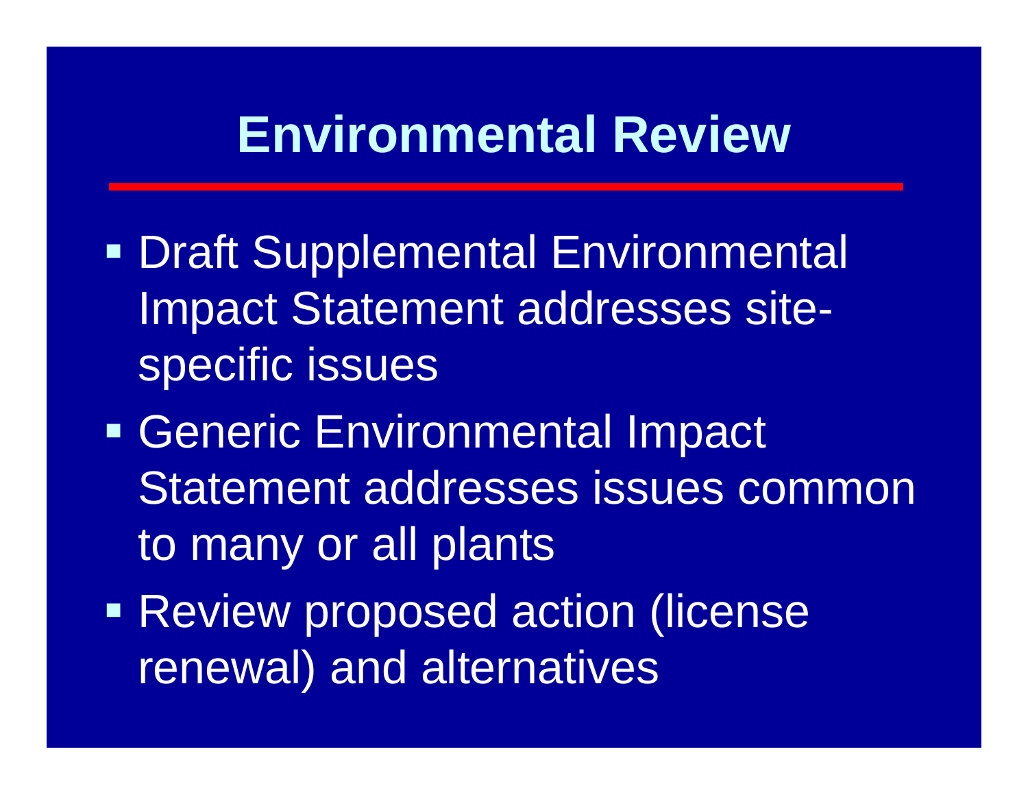# Environmental Review

- Draft Supplemental Environmental Impact Statement addresses site-specific issues
- Generic Environmental Impact Statement addresses issues common to many or all plants
- Review proposed action (license renewal) and alternatives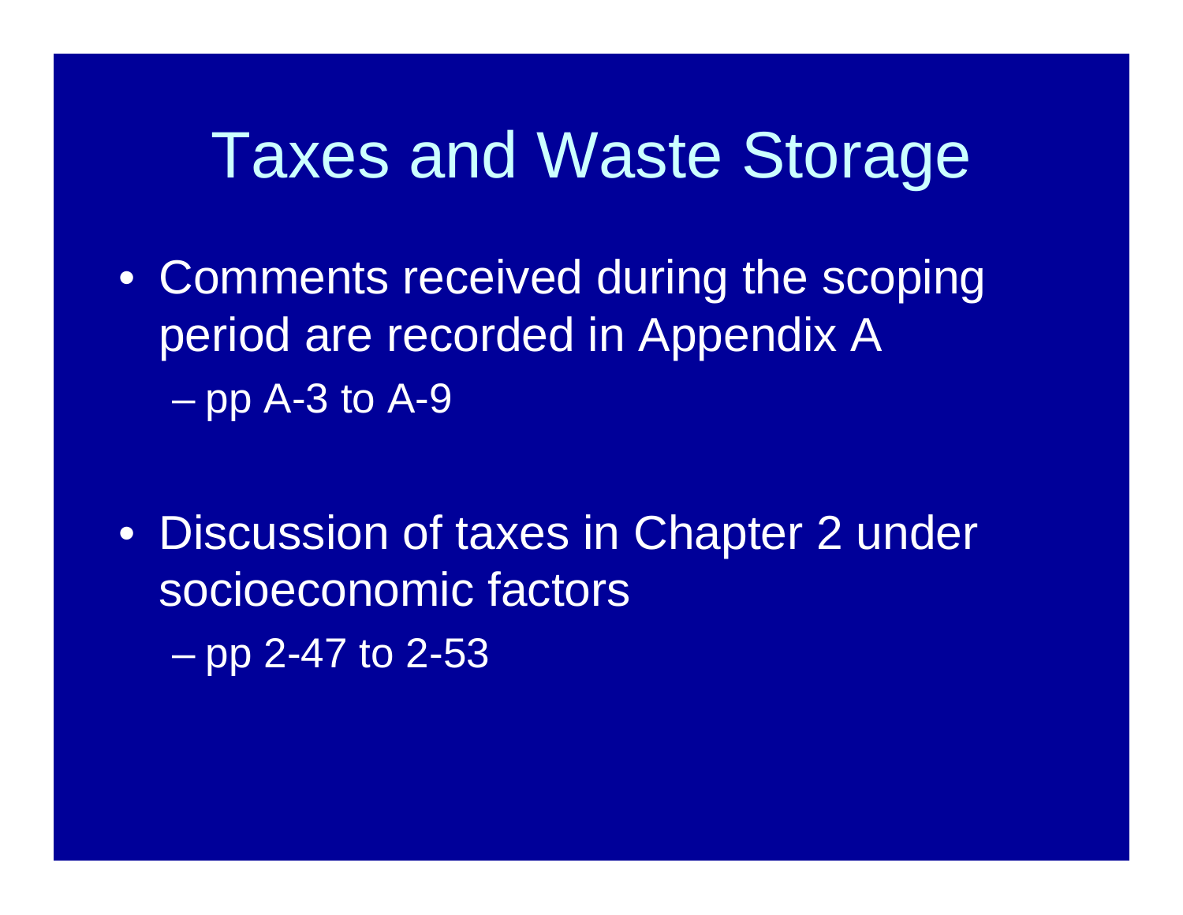# Taxes and Waste Storage

- Comments received during the scoping period are recorded in Appendix A
  - pp A-3 to A-9
- Discussion of taxes in Chapter 2 under socioeconomic factors
  - pp 2-47 to 2-53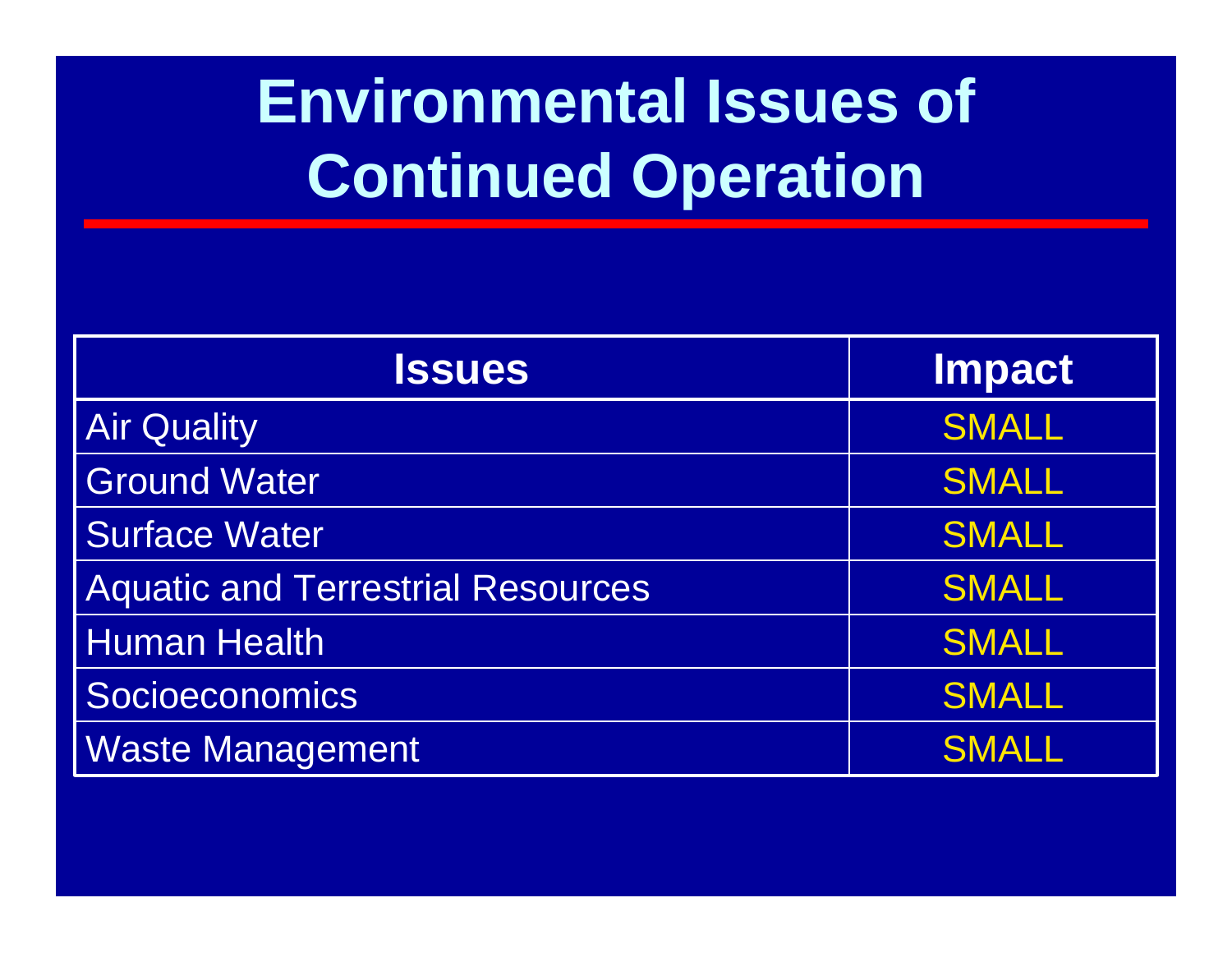# Environmental Issues of Continued Operation

| Issues | Impact |
|---|---|
| Air Quality | SMALL |
| Ground Water | SMALL |
| Surface Water | SMALL |
| Aquatic and Terrestrial Resources | SMALL |
| Human Health | SMALL |
| Socioeconomics | SMALL |
| Waste Management | SMALL |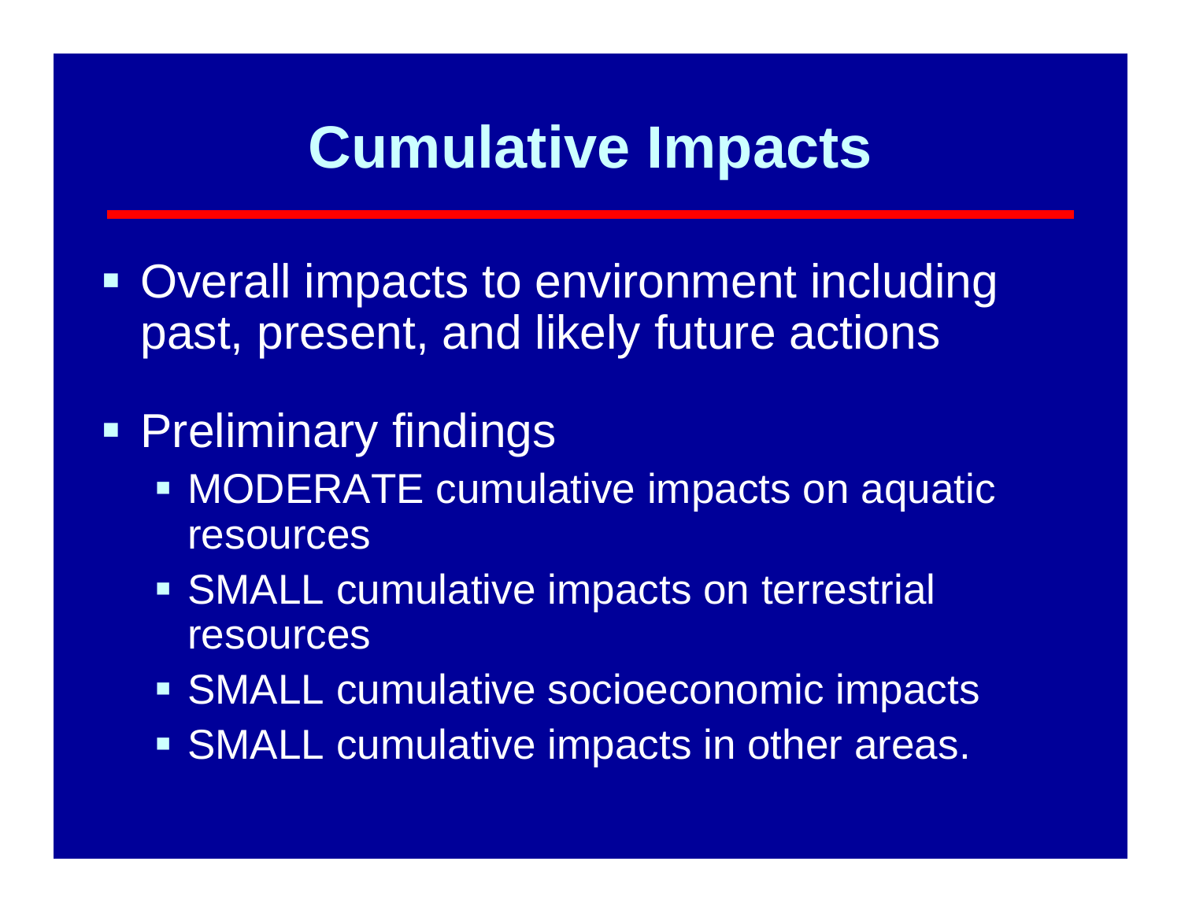# Cumulative Impacts

- Overall impacts to environment including past, present, and likely future actions
- Preliminary findings
  - MODERATE cumulative impacts on aquatic resources
  - SMALL cumulative impacts on terrestrial resources
  - SMALL cumulative socioeconomic impacts
  - SMALL cumulative impacts in other areas.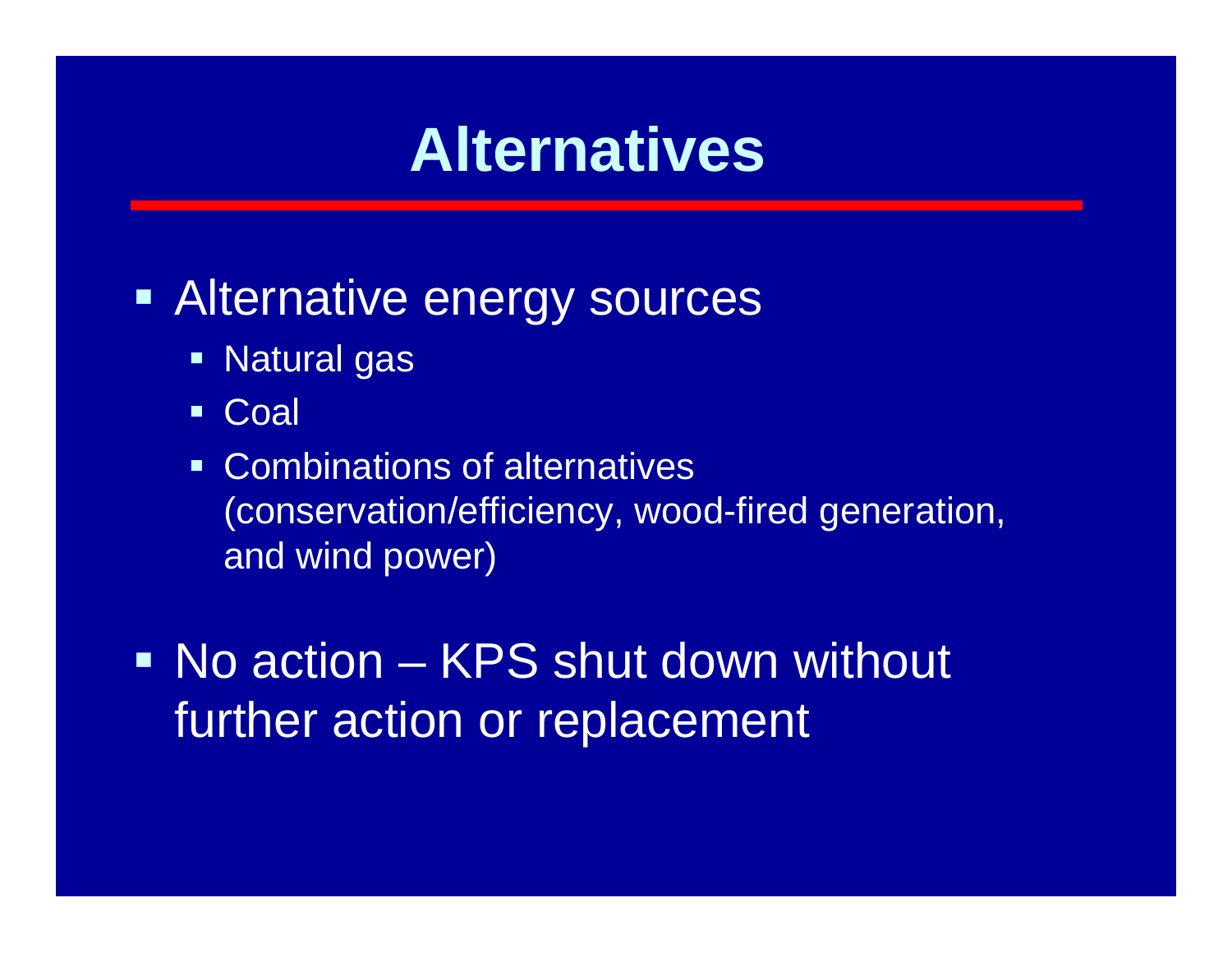# Alternatives

- Alternative energy sources
  - Natural gas
  - Coal
  - Combinations of alternatives (conservation/efficiency, wood-fired generation, and wind power)
- No action – KPS shut down without further action or replacement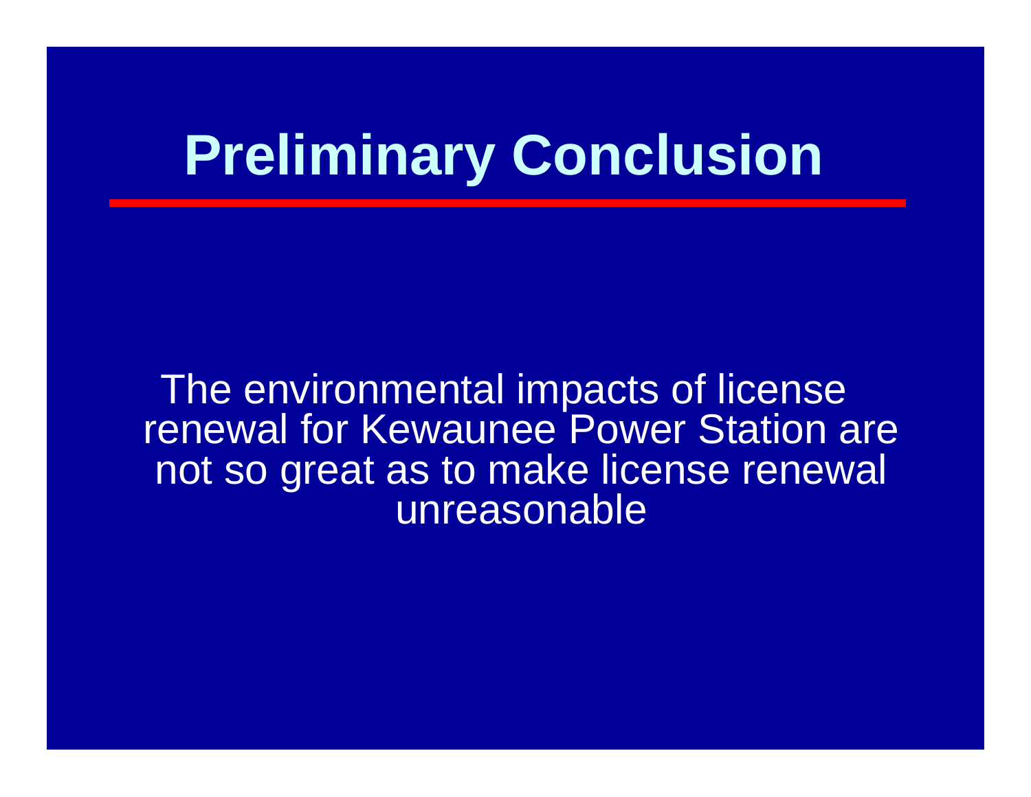# Preliminary Conclusion

The environmental impacts of license renewal for Kewaunee Power Station are not so great as to make license renewal unreasonable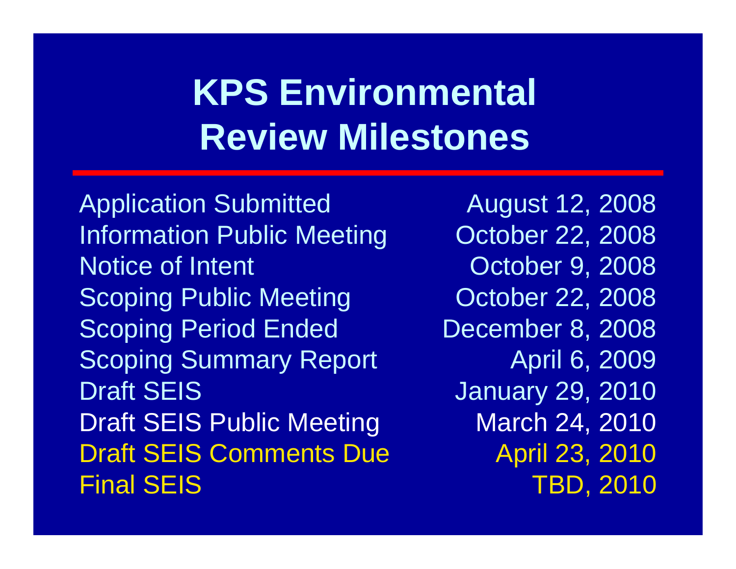# KPS Environmental Review Milestones

| Milestone | Date |
|---|---|
| Application Submitted | August 12, 2008 |
| Information Public Meeting | October 22, 2008 |
| Notice of Intent | October 9, 2008 |
| Scoping Public Meeting | October 22, 2008 |
| Scoping Period Ended | December 8, 2008 |
| Scoping Summary Report | April 6, 2009 |
| Draft SEIS | January 29, 2010 |
| Draft SEIS Public Meeting | March 24, 2010 |
| Draft SEIS Comments Due | April 23, 2010 |
| Final SEIS | TBD, 2010 |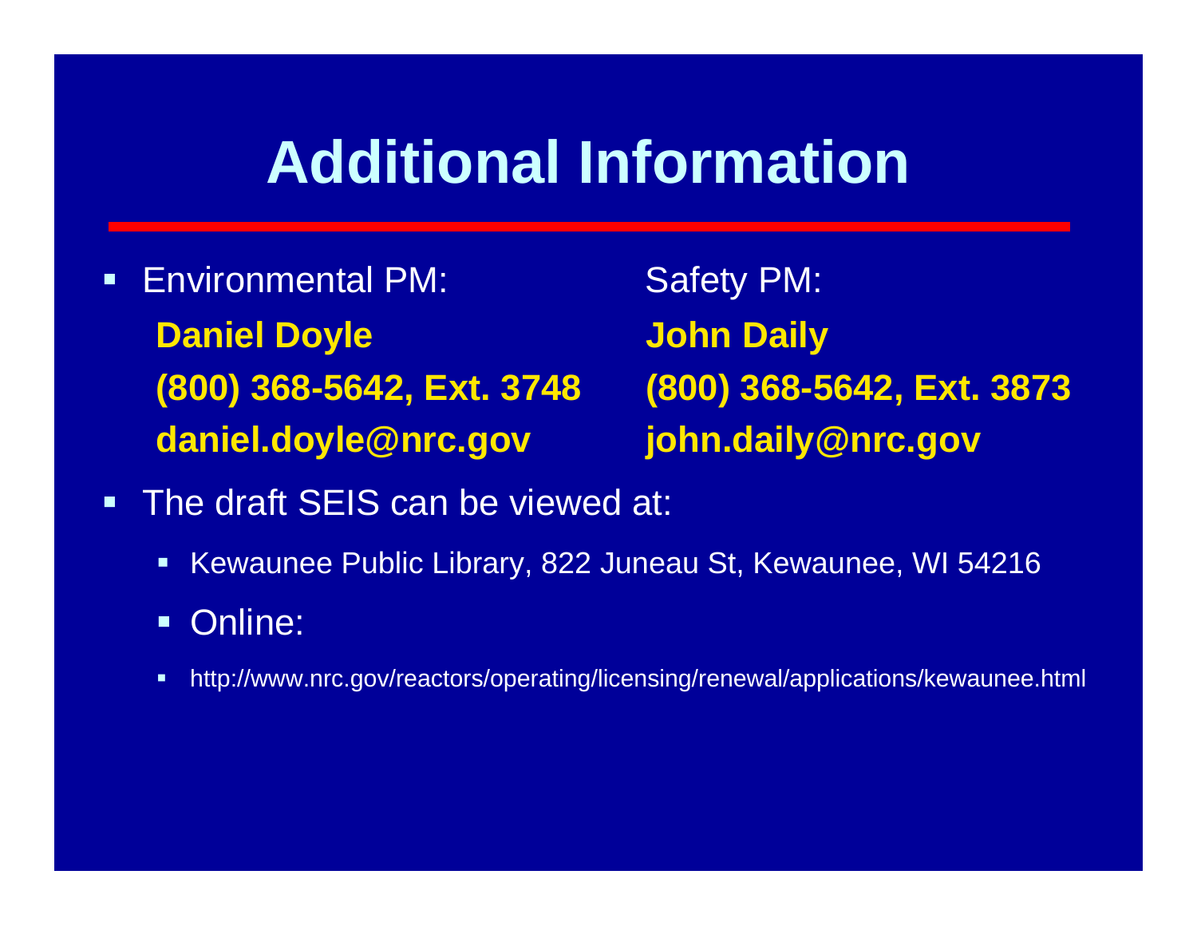# Additional Information

- Environmental PM:
  **Daniel Doyle**
  **(800) 368-5642, Ext. 3748**
  **daniel.doyle@nrc.gov**

  Safety PM:
  **John Daily**
  **(800) 368-5642, Ext. 3873**
  **john.daily@nrc.gov**

- The draft SEIS can be viewed at:
  - Kewaunee Public Library, 822 Juneau St, Kewaunee, WI 54216
  - Online:
  - http://www.nrc.gov/reactors/operating/licensing/renewal/applications/kewaunee.html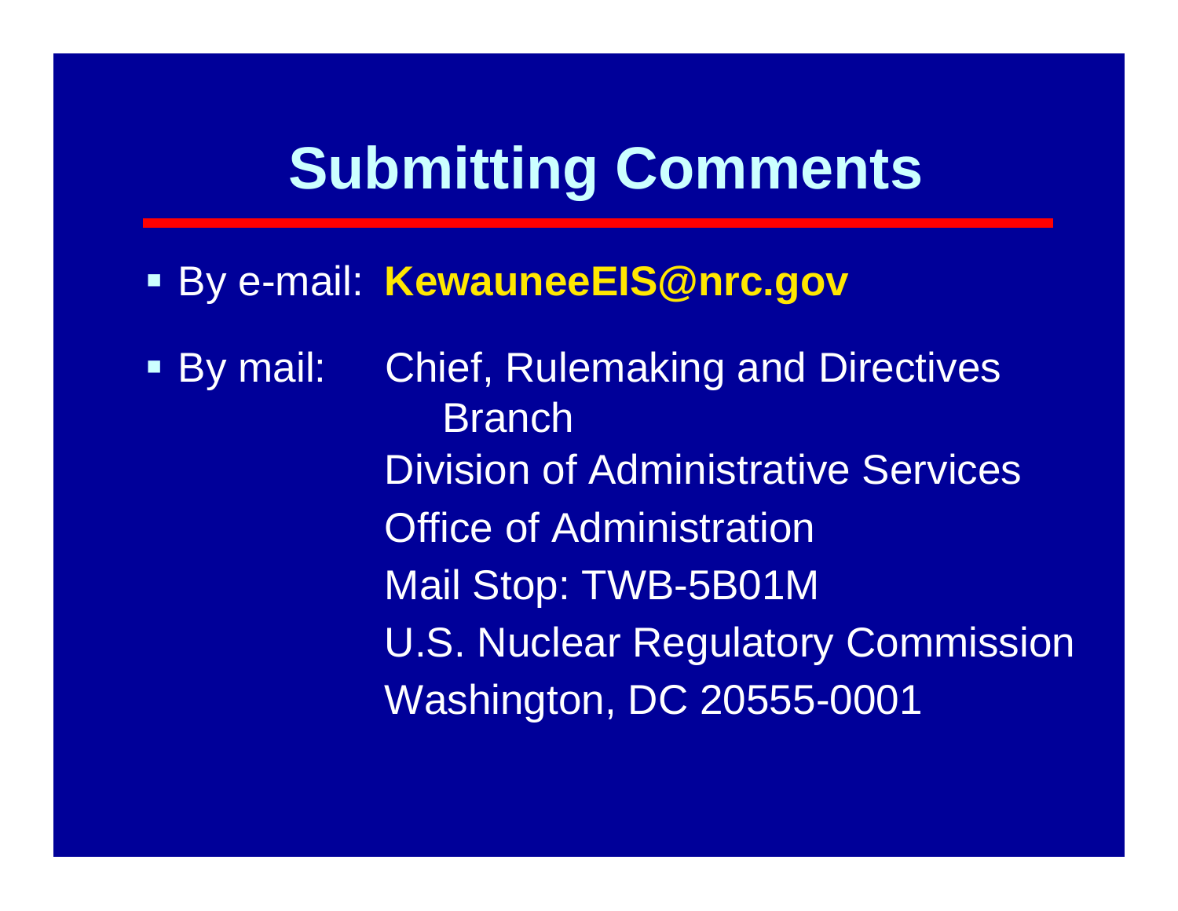# Submitting Comments

- By e-mail: **KewauneeEIS@nrc.gov**
- By mail: Chief, Rulemaking and Directives Branch
  Division of Administrative Services
  Office of Administration
  Mail Stop: TWB-5B01M
  U.S. Nuclear Regulatory Commission
  Washington, DC 20555-0001